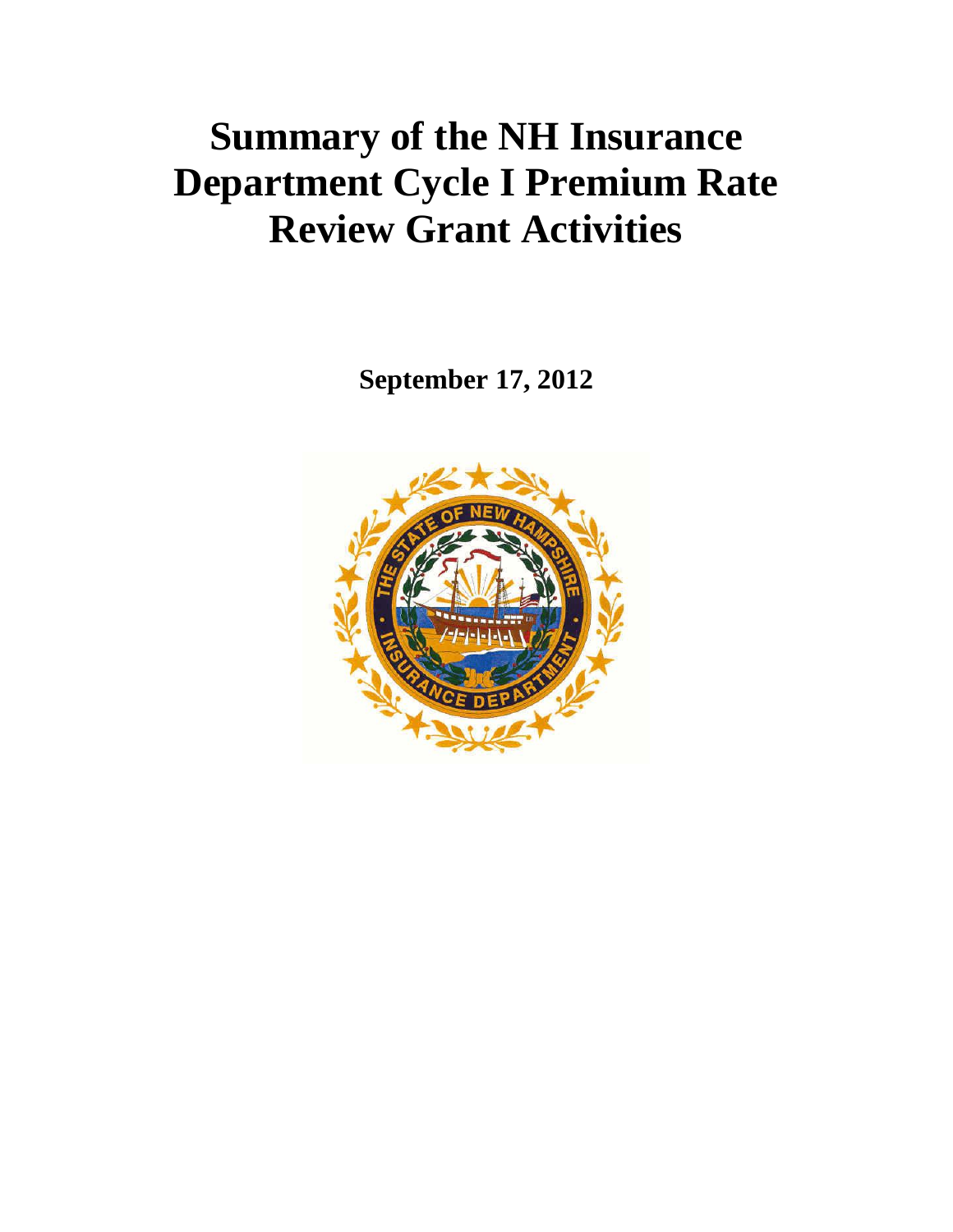# Summary of the NH Insurance Department Cycle I Premium Rate Review Grant Activities

**September 17, 2012**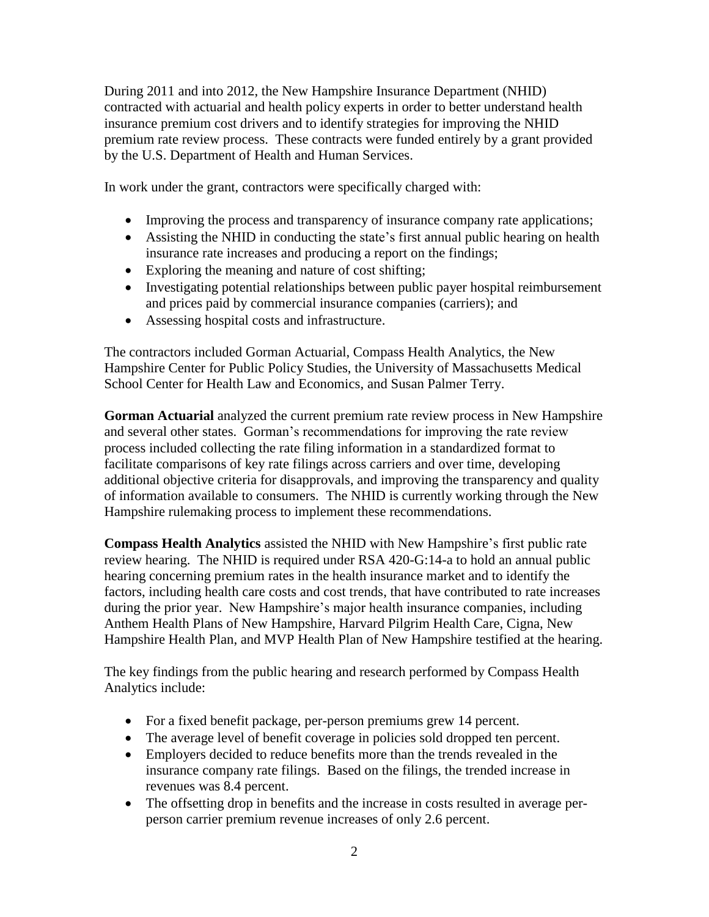During 2011 and into 2012, the New Hampshire Insurance Department (NHID) contracted with actuarial and health policy experts in order to better understand health insurance premium cost drivers and to identify strategies for improving the NHID premium rate review process. These contracts were funded entirely by a grant provided by the U.S. Department of Health and Human Services.

In work under the grant, contractors were specifically charged with:

- Improving the process and transparency of insurance company rate applications;
- Assisting the NHID in conducting the state's first annual public hearing on health insurance rate increases and producing a report on the findings;
- Exploring the meaning and nature of cost shifting;
- Investigating potential relationships between public payer hospital reimbursement and prices paid by commercial insurance companies (carriers); and
- Assessing hospital costs and infrastructure.

The contractors included Gorman Actuarial, Compass Health Analytics, the New Hampshire Center for Public Policy Studies, the University of Massachusetts Medical School Center for Health Law and Economics, and Susan Palmer Terry.

**Gorman Actuarial** analyzed the current premium rate review process in New Hampshire and several other states. Gorman's recommendations for improving the rate review process included collecting the rate filing information in a standardized format to facilitate comparisons of key rate filings across carriers and over time, developing additional objective criteria for disapprovals, and improving the transparency and quality of information available to consumers. The NHID is currently working through the New Hampshire rulemaking process to implement these recommendations.

**Compass Health Analytics** assisted the NHID with New Hampshire's first public rate review hearing. The NHID is required under RSA 420-G:14-a to hold an annual public hearing concerning premium rates in the health insurance market and to identify the factors, including health care costs and cost trends, that have contributed to rate increases during the prior year. New Hampshire's major health insurance companies, including Anthem Health Plans of New Hampshire, Harvard Pilgrim Health Care, Cigna, New Hampshire Health Plan, and MVP Health Plan of New Hampshire testified at the hearing.

The key findings from the public hearing and research performed by Compass Health Analytics include:

- For a fixed benefit package, per-person premiums grew 14 percent.
- The average level of benefit coverage in policies sold dropped ten percent.
- Employers decided to reduce benefits more than the trends revealed in the insurance company rate filings. Based on the filings, the trended increase in revenues was 8.4 percent.
- The offsetting drop in benefits and the increase in costs resulted in average per-person carrier premium revenue increases of only 2.6 percent.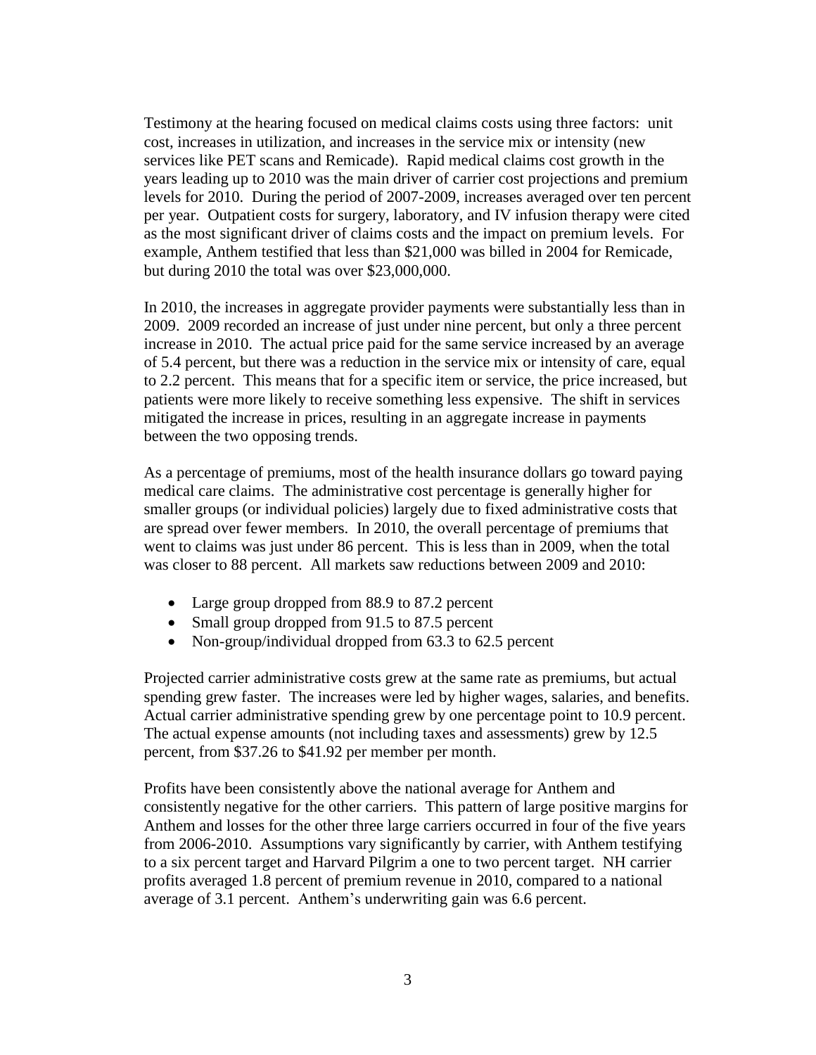Testimony at the hearing focused on medical claims costs using three factors: unit cost, increases in utilization, and increases in the service mix or intensity (new services like PET scans and Remicade). Rapid medical claims cost growth in the years leading up to 2010 was the main driver of carrier cost projections and premium levels for 2010. During the period of 2007-2009, increases averaged over ten percent per year. Outpatient costs for surgery, laboratory, and IV infusion therapy were cited as the most significant driver of claims costs and the impact on premium levels. For example, Anthem testified that less than $21,000 was billed in 2004 for Remicade, but during 2010 the total was over $23,000,000.

In 2010, the increases in aggregate provider payments were substantially less than in 2009. 2009 recorded an increase of just under nine percent, but only a three percent increase in 2010. The actual price paid for the same service increased by an average of 5.4 percent, but there was a reduction in the service mix or intensity of care, equal to 2.2 percent. This means that for a specific item or service, the price increased, but patients were more likely to receive something less expensive. The shift in services mitigated the increase in prices, resulting in an aggregate increase in payments between the two opposing trends.

As a percentage of premiums, most of the health insurance dollars go toward paying medical care claims. The administrative cost percentage is generally higher for smaller groups (or individual policies) largely due to fixed administrative costs that are spread over fewer members. In 2010, the overall percentage of premiums that went to claims was just under 86 percent. This is less than in 2009, when the total was closer to 88 percent. All markets saw reductions between 2009 and 2010:

- Large group dropped from 88.9 to 87.2 percent
- Small group dropped from 91.5 to 87.5 percent
- Non-group/individual dropped from 63.3 to 62.5 percent

Projected carrier administrative costs grew at the same rate as premiums, but actual spending grew faster. The increases were led by higher wages, salaries, and benefits. Actual carrier administrative spending grew by one percentage point to 10.9 percent. The actual expense amounts (not including taxes and assessments) grew by 12.5 percent, from $37.26 to $41.92 per member per month.

Profits have been consistently above the national average for Anthem and consistently negative for the other carriers. This pattern of large positive margins for Anthem and losses for the other three large carriers occurred in four of the five years from 2006-2010. Assumptions vary significantly by carrier, with Anthem testifying to a six percent target and Harvard Pilgrim a one to two percent target. NH carrier profits averaged 1.8 percent of premium revenue in 2010, compared to a national average of 3.1 percent. Anthem's underwriting gain was 6.6 percent.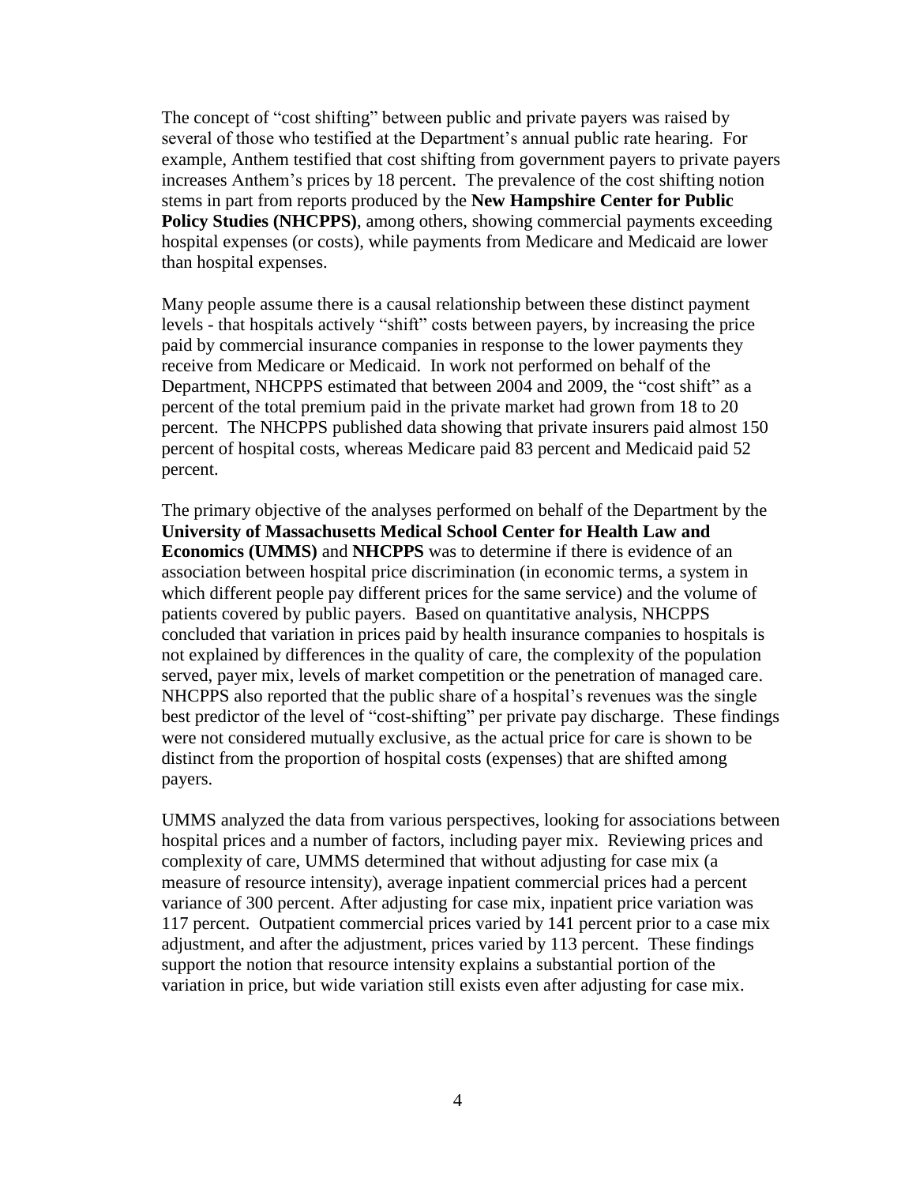The concept of "cost shifting" between public and private payers was raised by several of those who testified at the Department's annual public rate hearing. For example, Anthem testified that cost shifting from government payers to private payers increases Anthem's prices by 18 percent. The prevalence of the cost shifting notion stems in part from reports produced by the **New Hampshire Center for Public Policy Studies (NHCPPS)**, among others, showing commercial payments exceeding hospital expenses (or costs), while payments from Medicare and Medicaid are lower than hospital expenses.

Many people assume there is a causal relationship between these distinct payment levels - that hospitals actively "shift" costs between payers, by increasing the price paid by commercial insurance companies in response to the lower payments they receive from Medicare or Medicaid. In work not performed on behalf of the Department, NHCPPS estimated that between 2004 and 2009, the "cost shift" as a percent of the total premium paid in the private market had grown from 18 to 20 percent. The NHCPPS published data showing that private insurers paid almost 150 percent of hospital costs, whereas Medicare paid 83 percent and Medicaid paid 52 percent.

The primary objective of the analyses performed on behalf of the Department by the **University of Massachusetts Medical School Center for Health Law and Economics (UMMS)** and **NHCPPS** was to determine if there is evidence of an association between hospital price discrimination (in economic terms, a system in which different people pay different prices for the same service) and the volume of patients covered by public payers. Based on quantitative analysis, NHCPPS concluded that variation in prices paid by health insurance companies to hospitals is not explained by differences in the quality of care, the complexity of the population served, payer mix, levels of market competition or the penetration of managed care. NHCPPS also reported that the public share of a hospital's revenues was the single best predictor of the level of "cost-shifting" per private pay discharge. These findings were not considered mutually exclusive, as the actual price for care is shown to be distinct from the proportion of hospital costs (expenses) that are shifted among payers.

UMMS analyzed the data from various perspectives, looking for associations between hospital prices and a number of factors, including payer mix. Reviewing prices and complexity of care, UMMS determined that without adjusting for case mix (a measure of resource intensity), average inpatient commercial prices had a percent variance of 300 percent. After adjusting for case mix, inpatient price variation was 117 percent. Outpatient commercial prices varied by 141 percent prior to a case mix adjustment, and after the adjustment, prices varied by 113 percent. These findings support the notion that resource intensity explains a substantial portion of the variation in price, but wide variation still exists even after adjusting for case mix.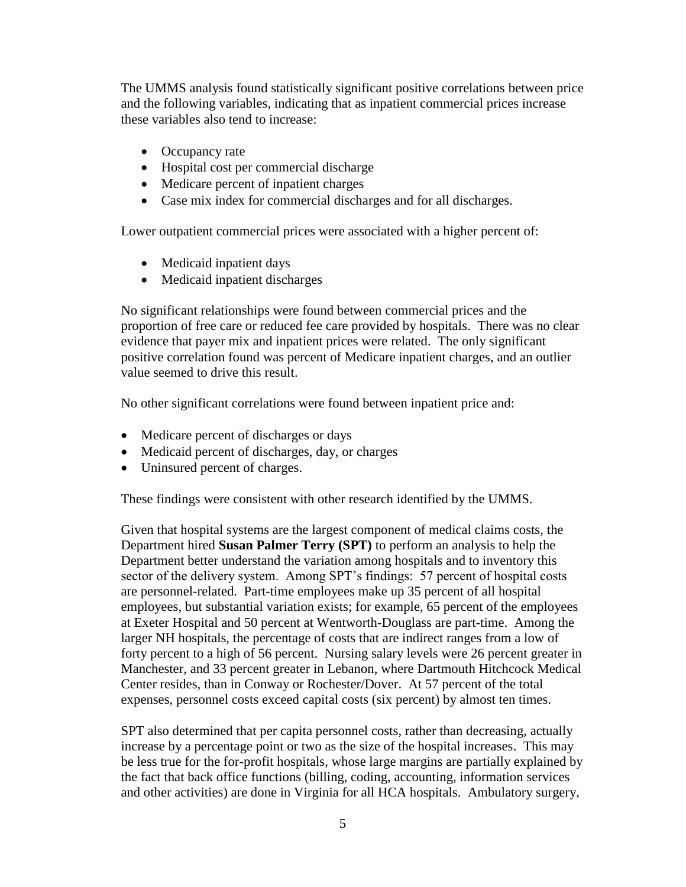The UMMS analysis found statistically significant positive correlations between price and the following variables, indicating that as inpatient commercial prices increase these variables also tend to increase:

- Occupancy rate
- Hospital cost per commercial discharge
- Medicare percent of inpatient charges
- Case mix index for commercial discharges and for all discharges.

Lower outpatient commercial prices were associated with a higher percent of:

- Medicaid inpatient days
- Medicaid inpatient discharges

No significant relationships were found between commercial prices and the proportion of free care or reduced fee care provided by hospitals. There was no clear evidence that payer mix and inpatient prices were related. The only significant positive correlation found was percent of Medicare inpatient charges, and an outlier value seemed to drive this result.

No other significant correlations were found between inpatient price and:

- Medicare percent of discharges or days
- Medicaid percent of discharges, day, or charges
- Uninsured percent of charges.

These findings were consistent with other research identified by the UMMS.

Given that hospital systems are the largest component of medical claims costs, the Department hired **Susan Palmer Terry (SPT)** to perform an analysis to help the Department better understand the variation among hospitals and to inventory this sector of the delivery system. Among SPT's findings: 57 percent of hospital costs are personnel-related. Part-time employees make up 35 percent of all hospital employees, but substantial variation exists; for example, 65 percent of the employees at Exeter Hospital and 50 percent at Wentworth-Douglass are part-time. Among the larger NH hospitals, the percentage of costs that are indirect ranges from a low of forty percent to a high of 56 percent. Nursing salary levels were 26 percent greater in Manchester, and 33 percent greater in Lebanon, where Dartmouth Hitchcock Medical Center resides, than in Conway or Rochester/Dover. At 57 percent of the total expenses, personnel costs exceed capital costs (six percent) by almost ten times.

SPT also determined that per capita personnel costs, rather than decreasing, actually increase by a percentage point or two as the size of the hospital increases. This may be less true for the for-profit hospitals, whose large margins are partially explained by the fact that back office functions (billing, coding, accounting, information services and other activities) are done in Virginia for all HCA hospitals. Ambulatory surgery,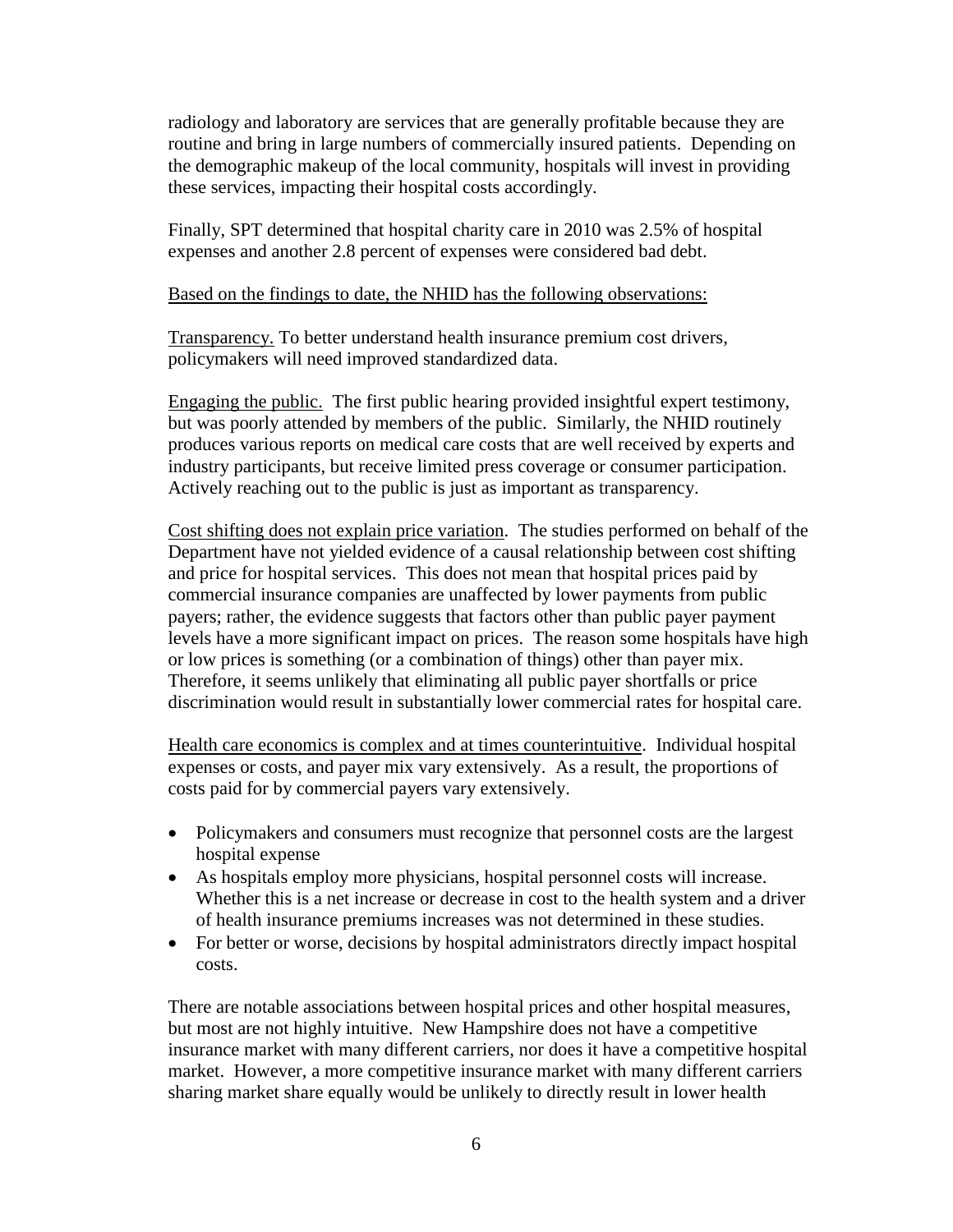radiology and laboratory are services that are generally profitable because they are routine and bring in large numbers of commercially insured patients. Depending on the demographic makeup of the local community, hospitals will invest in providing these services, impacting their hospital costs accordingly.

Finally, SPT determined that hospital charity care in 2010 was 2.5% of hospital expenses and another 2.8 percent of expenses were considered bad debt.

<u>Based on the findings to date, the NHID has the following observations:</u>

<u>Transparency.</u> To better understand health insurance premium cost drivers, policymakers will need improved standardized data.

<u>Engaging the public.</u> The first public hearing provided insightful expert testimony, but was poorly attended by members of the public. Similarly, the NHID routinely produces various reports on medical care costs that are well received by experts and industry participants, but receive limited press coverage or consumer participation. Actively reaching out to the public is just as important as transparency.

<u>Cost shifting does not explain price variation</u>. The studies performed on behalf of the Department have not yielded evidence of a causal relationship between cost shifting and price for hospital services. This does not mean that hospital prices paid by commercial insurance companies are unaffected by lower payments from public payers; rather, the evidence suggests that factors other than public payer payment levels have a more significant impact on prices. The reason some hospitals have high or low prices is something (or a combination of things) other than payer mix. Therefore, it seems unlikely that eliminating all public payer shortfalls or price discrimination would result in substantially lower commercial rates for hospital care.

<u>Health care economics is complex and at times counterintuitive</u>. Individual hospital expenses or costs, and payer mix vary extensively. As a result, the proportions of costs paid for by commercial payers vary extensively.

- Policymakers and consumers must recognize that personnel costs are the largest hospital expense
- As hospitals employ more physicians, hospital personnel costs will increase. Whether this is a net increase or decrease in cost to the health system and a driver of health insurance premiums increases was not determined in these studies.
- For better or worse, decisions by hospital administrators directly impact hospital costs.

There are notable associations between hospital prices and other hospital measures, but most are not highly intuitive. New Hampshire does not have a competitive insurance market with many different carriers, nor does it have a competitive hospital market. However, a more competitive insurance market with many different carriers sharing market share equally would be unlikely to directly result in lower health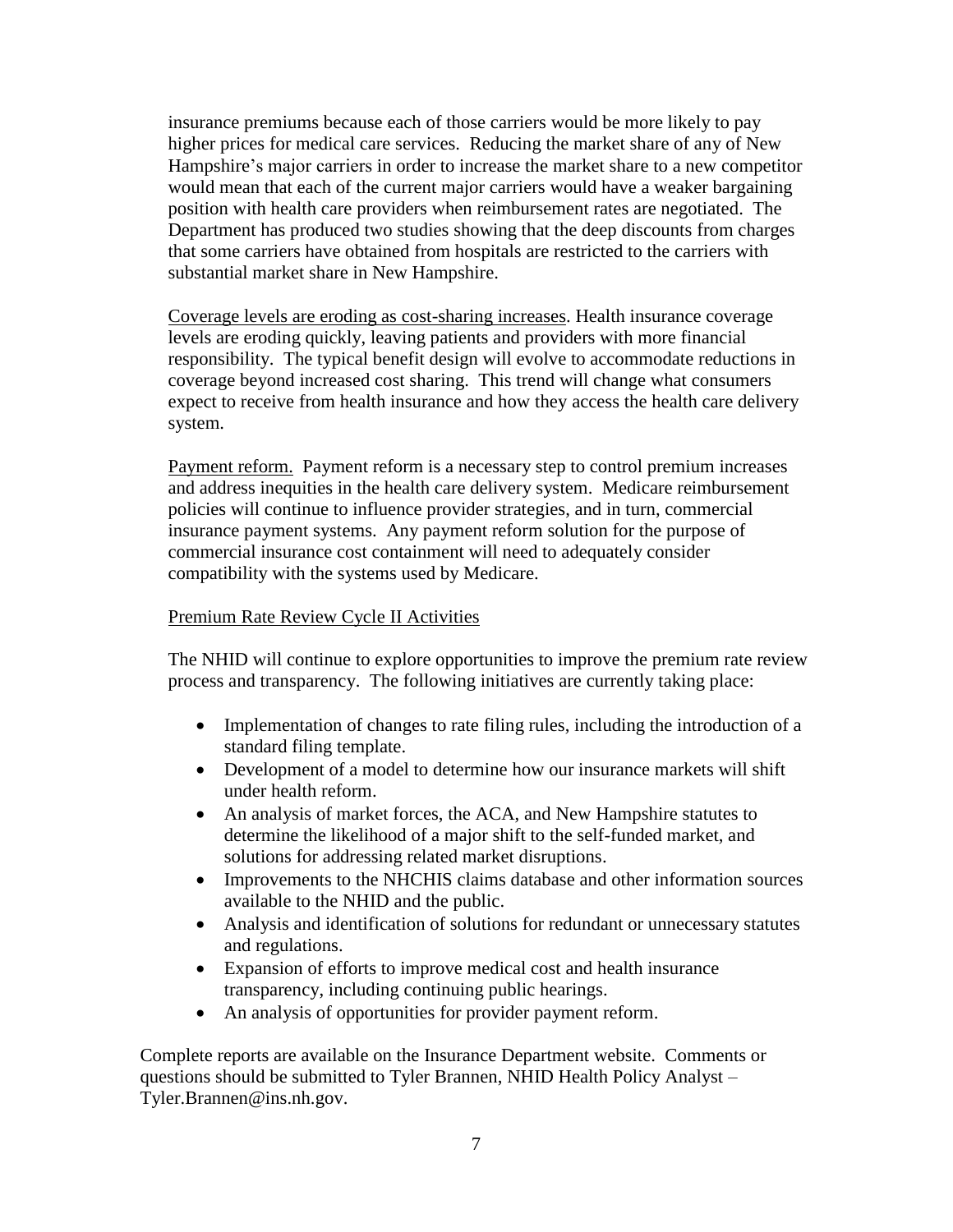insurance premiums because each of those carriers would be more likely to pay higher prices for medical care services. Reducing the market share of any of New Hampshire's major carriers in order to increase the market share to a new competitor would mean that each of the current major carriers would have a weaker bargaining position with health care providers when reimbursement rates are negotiated. The Department has produced two studies showing that the deep discounts from charges that some carriers have obtained from hospitals are restricted to the carriers with substantial market share in New Hampshire.

Coverage levels are eroding as cost-sharing increases. Health insurance coverage levels are eroding quickly, leaving patients and providers with more financial responsibility. The typical benefit design will evolve to accommodate reductions in coverage beyond increased cost sharing. This trend will change what consumers expect to receive from health insurance and how they access the health care delivery system.

Payment reform. Payment reform is a necessary step to control premium increases and address inequities in the health care delivery system. Medicare reimbursement policies will continue to influence provider strategies, and in turn, commercial insurance payment systems. Any payment reform solution for the purpose of commercial insurance cost containment will need to adequately consider compatibility with the systems used by Medicare.

## Premium Rate Review Cycle II Activities

The NHID will continue to explore opportunities to improve the premium rate review process and transparency. The following initiatives are currently taking place:

- Implementation of changes to rate filing rules, including the introduction of a standard filing template.
- Development of a model to determine how our insurance markets will shift under health reform.
- An analysis of market forces, the ACA, and New Hampshire statutes to determine the likelihood of a major shift to the self-funded market, and solutions for addressing related market disruptions.
- Improvements to the NHCHIS claims database and other information sources available to the NHID and the public.
- Analysis and identification of solutions for redundant or unnecessary statutes and regulations.
- Expansion of efforts to improve medical cost and health insurance transparency, including continuing public hearings.
- An analysis of opportunities for provider payment reform.

Complete reports are available on the Insurance Department website. Comments or questions should be submitted to Tyler Brannen, NHID Health Policy Analyst – Tyler.Brannen@ins.nh.gov.